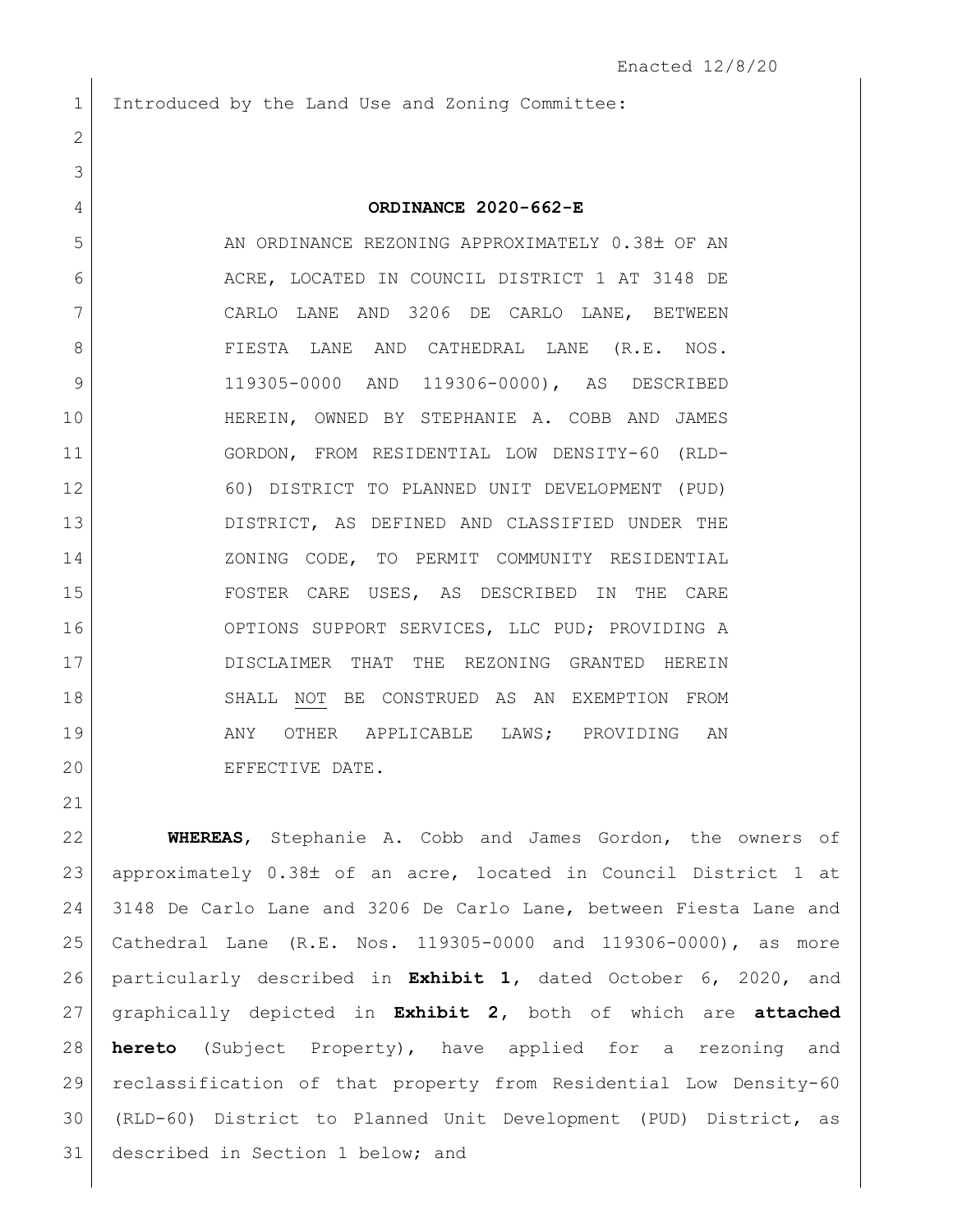Enacted 12/8/20

Introduced by the Land Use and Zoning Committee:

**ORDINANCE 2020-662-E**

AN ORDINANCE REZONING APPROXIMATELY 0.38± OF AN ACRE, LOCATED IN COUNCIL DISTRICT 1 AT 3148 DE CARLO LANE AND 3206 DE CARLO LANE, BETWEEN FIESTA LANE AND CATHEDRAL LANE (R.E. NOS. 119305-0000 AND 119306-0000), AS DESCRIBED HEREIN, OWNED BY STEPHANIE A. COBB AND JAMES GORDON, FROM RESIDENTIAL LOW DENSITY-60 (RLD-60) DISTRICT TO PLANNED UNIT DEVELOPMENT (PUD) DISTRICT, AS DEFINED AND CLASSIFIED UNDER THE ZONING CODE, TO PERMIT COMMUNITY RESIDENTIAL FOSTER CARE USES, AS DESCRIBED IN THE CARE OPTIONS SUPPORT SERVICES, LLC PUD; PROVIDING A DISCLAIMER THAT THE REZONING GRANTED HEREIN SHALL NOT BE CONSTRUED AS AN EXEMPTION FROM ANY OTHER APPLICABLE LAWS; PROVIDING AN EFFECTIVE DATE.

**WHEREAS**, Stephanie A. Cobb and James Gordon, the owners of approximately 0.38± of an acre, located in Council District 1 at 3148 De Carlo Lane and 3206 De Carlo Lane, between Fiesta Lane and Cathedral Lane (R.E. Nos. 119305-0000 and 119306-0000), as more particularly described in **Exhibit 1**, dated October 6, 2020, and graphically depicted in **Exhibit 2**, both of which are **attached hereto** (Subject Property), have applied for a rezoning and reclassification of that property from Residential Low Density-60 (RLD-60) District to Planned Unit Development (PUD) District, as described in Section 1 below; and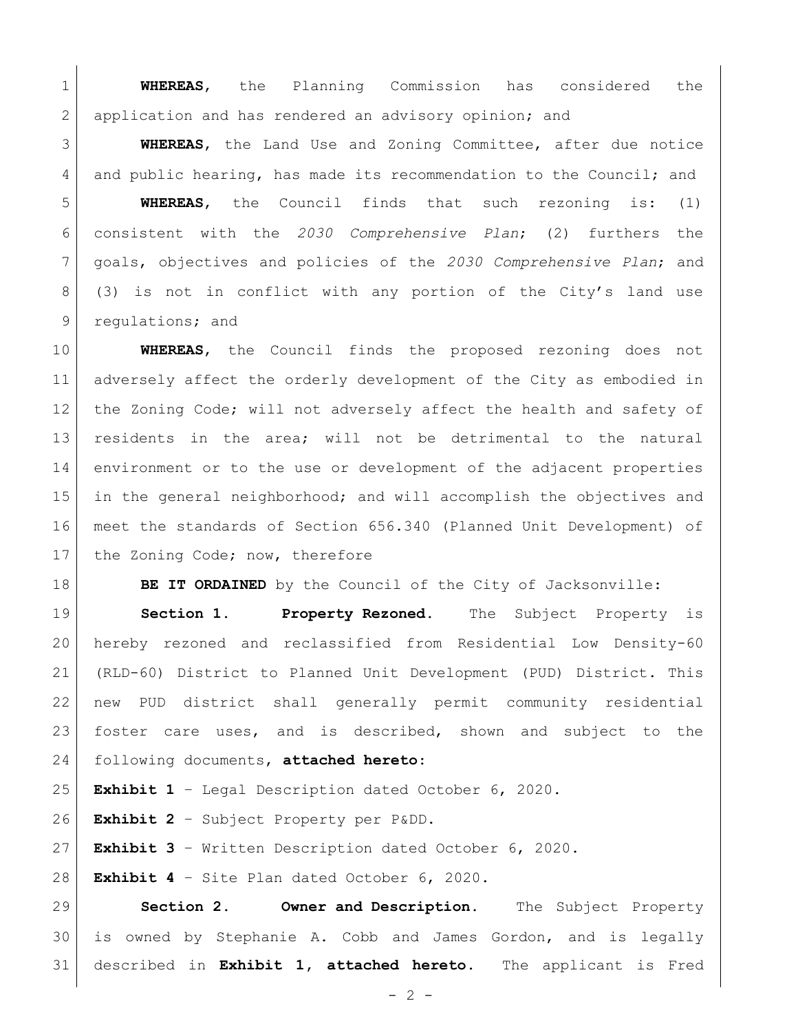**WHEREAS**, the Planning Commission has considered the application and has rendered an advisory opinion; and

**WHEREAS**, the Land Use and Zoning Committee, after due notice and public hearing, has made its recommendation to the Council; and

**WHEREAS**, the Council finds that such rezoning is: (1) consistent with the *2030 Comprehensive Plan*; (2) furthers the goals, objectives and policies of the *2030 Comprehensive Plan*; and (3) is not in conflict with any portion of the City's land use regulations; and

**WHEREAS**, the Council finds the proposed rezoning does not adversely affect the orderly development of the City as embodied in the Zoning Code; will not adversely affect the health and safety of residents in the area; will not be detrimental to the natural environment or to the use or development of the adjacent properties in the general neighborhood; and will accomplish the objectives and meet the standards of Section 656.340 (Planned Unit Development) of the Zoning Code; now, therefore

**BE IT ORDAINED** by the Council of the City of Jacksonville:

**Section 1. Property Rezoned.** The Subject Property is hereby rezoned and reclassified from Residential Low Density-60 (RLD-60) District to Planned Unit Development (PUD) District. This new PUD district shall generally permit community residential foster care uses, and is described, shown and subject to the following documents, **attached hereto**:

**Exhibit 1** – Legal Description dated October 6, 2020.

**Exhibit 2** – Subject Property per P&DD.

**Exhibit 3** – Written Description dated October 6, 2020.

**Exhibit 4** – Site Plan dated October 6, 2020.

**Section 2. Owner and Description.** The Subject Property is owned by Stephanie A. Cobb and James Gordon, and is legally described in **Exhibit 1, attached hereto**. The applicant is Fred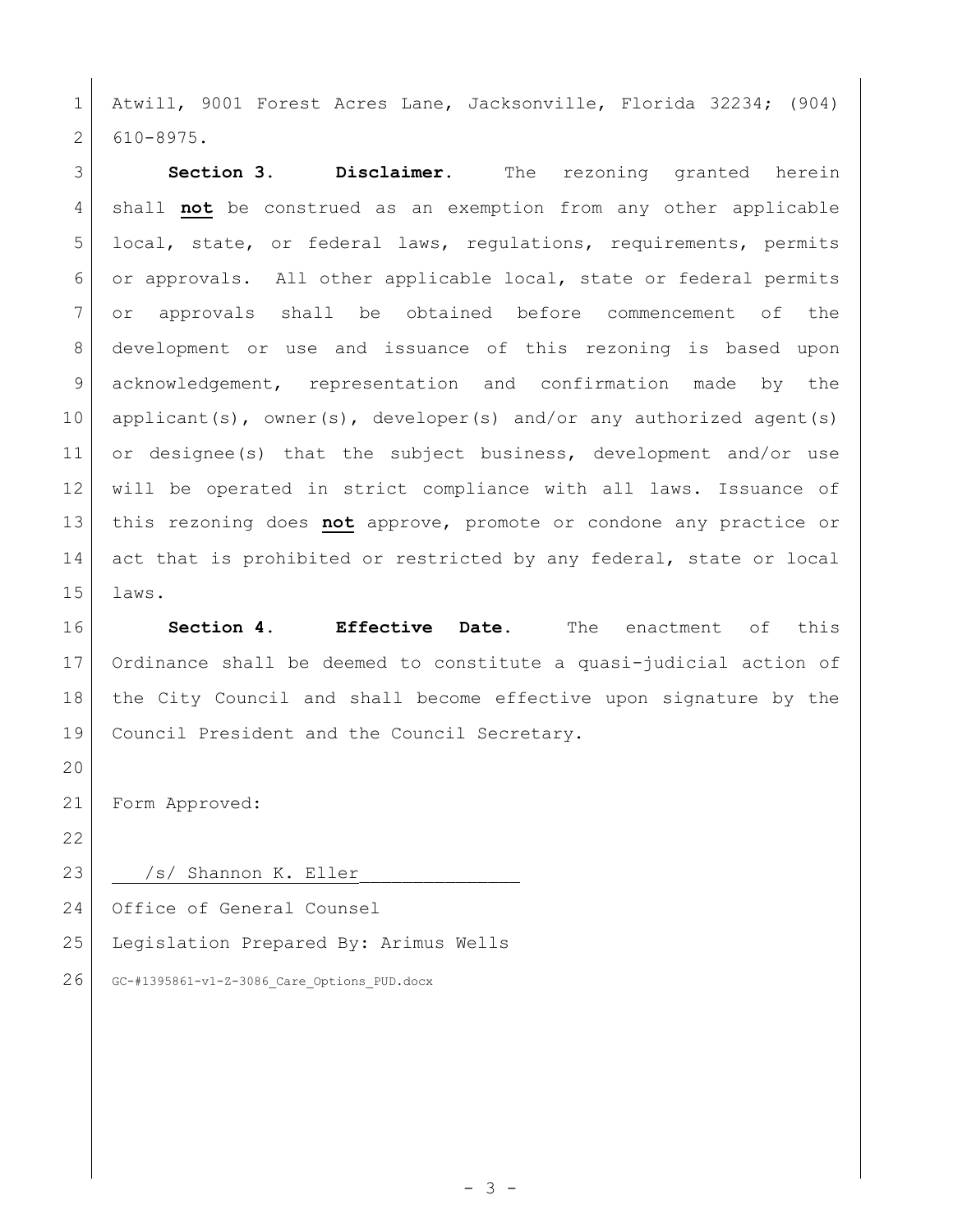Atwill, 9001 Forest Acres Lane, Jacksonville, Florida 32234; (904) 610-8975.

**Section 3. Disclaimer.** The rezoning granted herein shall **not** be construed as an exemption from any other applicable local, state, or federal laws, regulations, requirements, permits or approvals. All other applicable local, state or federal permits or approvals shall be obtained before commencement of the development or use and issuance of this rezoning is based upon acknowledgement, representation and confirmation made by the applicant(s), owner(s), developer(s) and/or any authorized agent(s) or designee(s) that the subject business, development and/or use will be operated in strict compliance with all laws. Issuance of this rezoning does **not** approve, promote or condone any practice or act that is prohibited or restricted by any federal, state or local laws.

**Section 4. Effective Date.** The enactment of this Ordinance shall be deemed to constitute a quasi-judicial action of the City Council and shall become effective upon signature by the Council President and the Council Secretary.

Form Approved:

/s/ Shannon K. Eller

Office of General Counsel

Legislation Prepared By: Arimus Wells

GC-#1395861-v1-Z-3086_Care_Options_PUD.docx